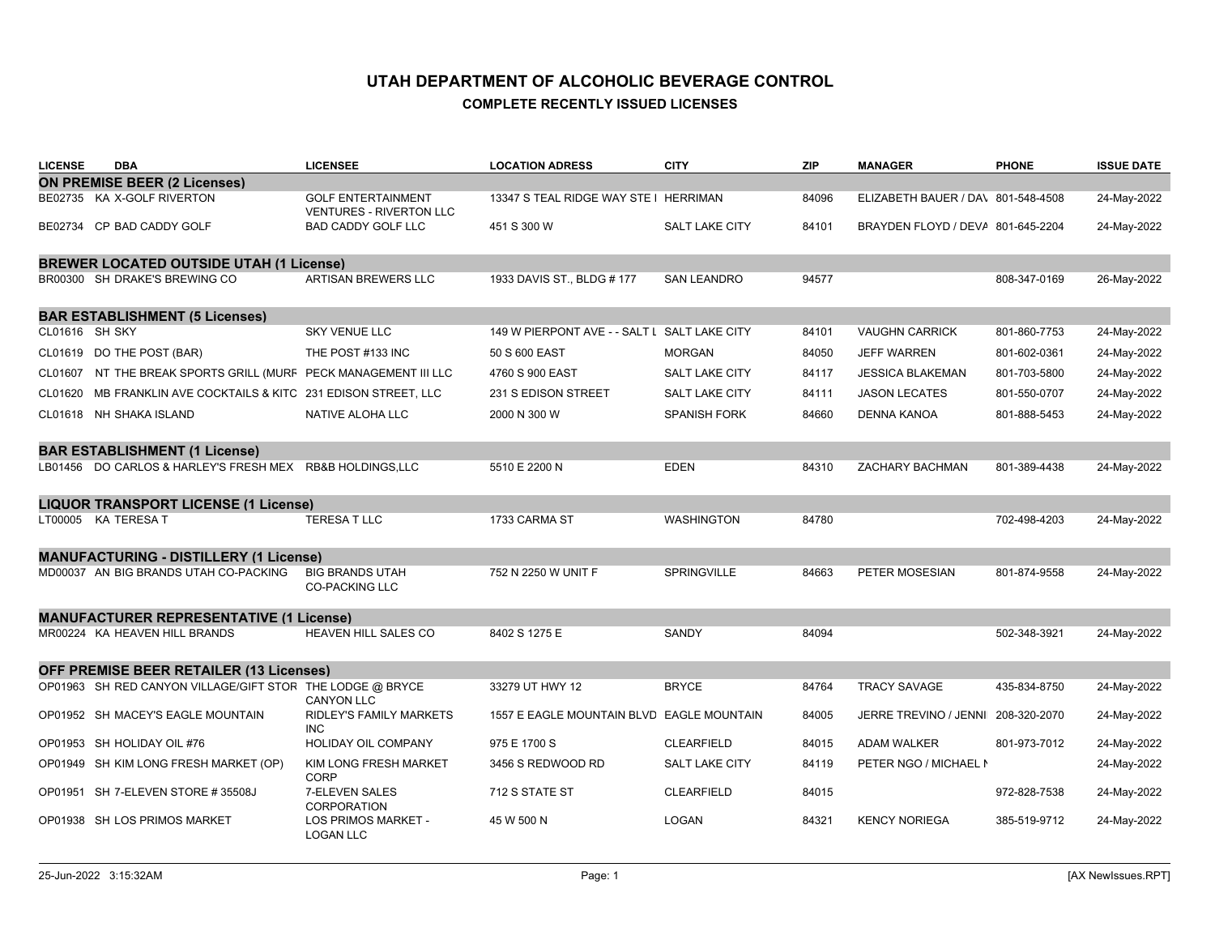# UTAH DEPARTMENT OF ALCOHOLIC BEVERAGE CONTROL

## COMPLETE RECENTLY ISSUED LICENSES

| LICENSE | DBA | LICENSEE | LOCATION ADRESS | CITY | ZIP | MANAGER | PHONE | ISSUE DATE |
|---|---|---|---|---|---|---|---|---|
| **ON PREMISE BEER (2 Licenses)** | | | | | | | | |
| BE02735 | KA X-GOLF RIVERTON | GOLF ENTERTAINMENT VENTURES - RIVERTON LLC | 13347 S TEAL RIDGE WAY STE I | HERRIMAN | 84096 | ELIZABETH BAUER / DAV | 801-548-4508 | 24-May-2022 |
| BE02734 | CP BAD CADDY GOLF | BAD CADDY GOLF LLC | 451 S 300 W | SALT LAKE CITY | 84101 | BRAYDEN FLOYD / DEVA | 801-645-2204 | 24-May-2022 |
| **BREWER LOCATED OUTSIDE UTAH (1 License)** | | | | | | | | |
| BR00300 | SH DRAKE'S BREWING CO | ARTISAN BREWERS LLC | 1933 DAVIS ST., BLDG # 177 | SAN LEANDRO | 94577 | | 808-347-0169 | 26-May-2022 |
| **BAR ESTABLISHMENT (5 Licenses)** | | | | | | | | |
| CL01616 | SH SKY | SKY VENUE LLC | 149 W PIERPONT AVE - - SALT L | SALT LAKE CITY | 84101 | VAUGHN CARRICK | 801-860-7753 | 24-May-2022 |
| CL01619 | DO THE POST (BAR) | THE POST #133 INC | 50 S 600 EAST | MORGAN | 84050 | JEFF WARREN | 801-602-0361 | 24-May-2022 |
| CL01607 | NT THE BREAK SPORTS GRILL (MURF | PECK MANAGEMENT III LLC | 4760 S 900 EAST | SALT LAKE CITY | 84117 | JESSICA BLAKEMAN | 801-703-5800 | 24-May-2022 |
| CL01620 | MB FRANKLIN AVE COCKTAILS & KITC | 231 EDISON STREET, LLC | 231 S EDISON STREET | SALT LAKE CITY | 84111 | JASON LECATES | 801-550-0707 | 24-May-2022 |
| CL01618 | NH SHAKA ISLAND | NATIVE ALOHA LLC | 2000 N 300 W | SPANISH FORK | 84660 | DENNA KANOA | 801-888-5453 | 24-May-2022 |
| **BAR ESTABLISHMENT (1 License)** | | | | | | | | |
| LB01456 | DO CARLOS & HARLEY'S FRESH MEX | RB&B HOLDINGS,LLC | 5510 E 2200 N | EDEN | 84310 | ZACHARY BACHMAN | 801-389-4438 | 24-May-2022 |
| **LIQUOR TRANSPORT LICENSE (1 License)** | | | | | | | | |
| LT00005 | KA TERESA T | TERESA T LLC | 1733 CARMA ST | WASHINGTON | 84780 | | 702-498-4203 | 24-May-2022 |
| **MANUFACTURING - DISTILLERY (1 License)** | | | | | | | | |
| MD00037 | AN BIG BRANDS UTAH CO-PACKING | BIG BRANDS UTAH CO-PACKING LLC | 752 N 2250 W UNIT F | SPRINGVILLE | 84663 | PETER MOSESIAN | 801-874-9558 | 24-May-2022 |
| **MANUFACTURER REPRESENTATIVE (1 License)** | | | | | | | | |
| MR00224 | KA HEAVEN HILL BRANDS | HEAVEN HILL SALES CO | 8402 S 1275 E | SANDY | 84094 | | 502-348-3921 | 24-May-2022 |
| **OFF PREMISE BEER RETAILER (13 Licenses)** | | | | | | | | |
| OP01963 | SH RED CANYON VILLAGE/GIFT STOR | THE LODGE @ BRYCE CANYON LLC | 33279 UT HWY 12 | BRYCE | 84764 | TRACY SAVAGE | 435-834-8750 | 24-May-2022 |
| OP01952 | SH MACEY'S EAGLE MOUNTAIN | RIDLEY'S FAMILY MARKETS INC | 1557 E EAGLE MOUNTAIN BLVD | EAGLE MOUNTAIN | 84005 | JERRE TREVINO / JENNI | 208-320-2070 | 24-May-2022 |
| OP01953 | SH HOLIDAY OIL #76 | HOLIDAY OIL COMPANY | 975 E 1700 S | CLEARFIELD | 84015 | ADAM WALKER | 801-973-7012 | 24-May-2022 |
| OP01949 | SH KIM LONG FRESH MARKET (OP) | KIM LONG FRESH MARKET CORP | 3456 S REDWOOD RD | SALT LAKE CITY | 84119 | PETER NGO / MICHAEL N | | 24-May-2022 |
| OP01951 | SH 7-ELEVEN STORE # 35508J | 7-ELEVEN SALES CORPORATION | 712 S STATE ST | CLEARFIELD | 84015 | | 972-828-7538 | 24-May-2022 |
| OP01938 | SH LOS PRIMOS MARKET | LOS PRIMOS MARKET - LOGAN LLC | 45 W 500 N | LOGAN | 84321 | KENCY NORIEGA | 385-519-9712 | 24-May-2022 |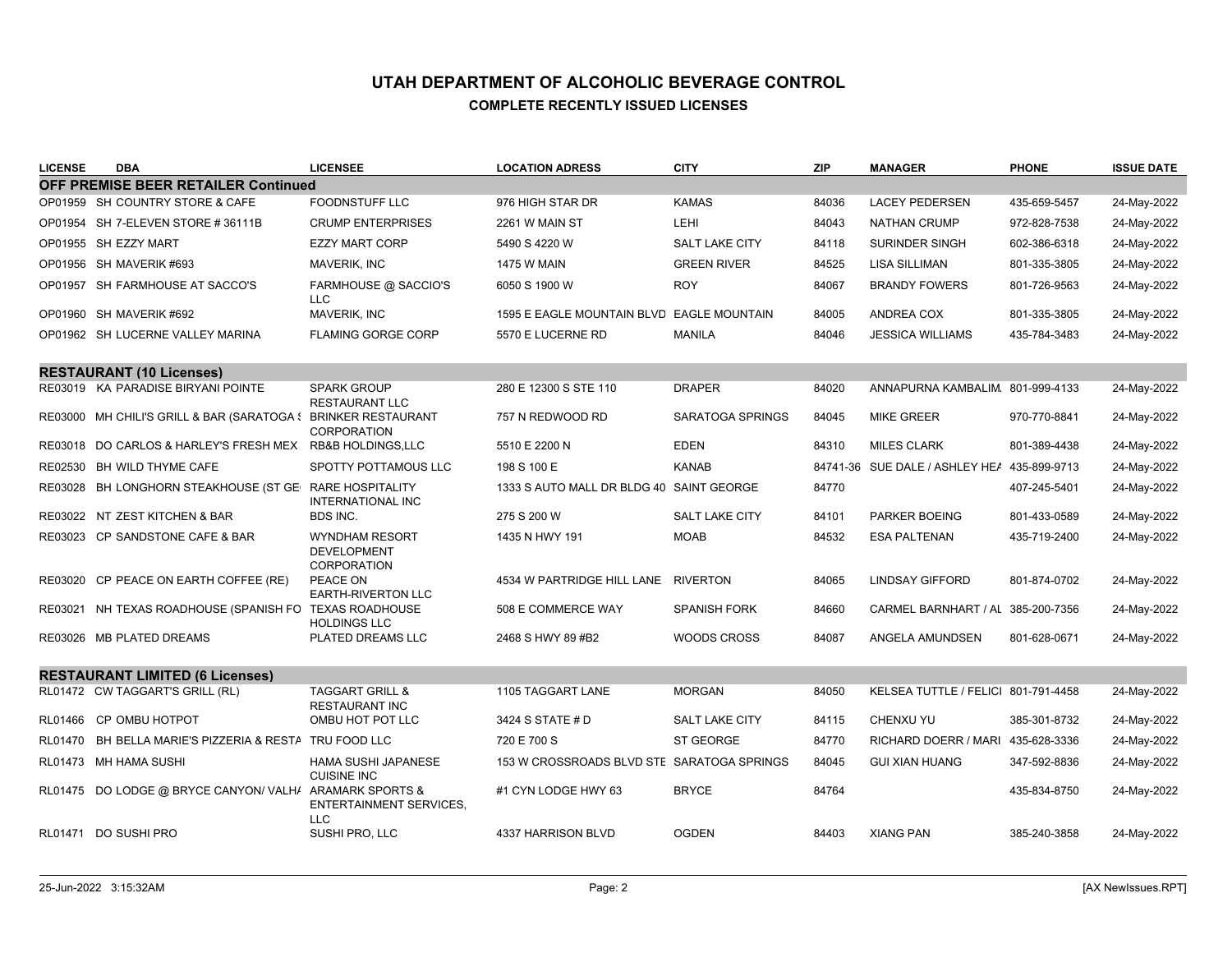# UTAH DEPARTMENT OF ALCOHOLIC BEVERAGE CONTROL

## COMPLETE RECENTLY ISSUED LICENSES

| LICENSE | DBA | LICENSEE | LOCATION ADRESS | CITY | ZIP | MANAGER | PHONE | ISSUE DATE |
|---|---|---|---|---|---|---|---|---|
| **OFF PREMISE BEER RETAILER Continued** | | | | | | | | |
| OP01959 | SH COUNTRY STORE & CAFE | FOODNSTUFF LLC | 976 HIGH STAR DR | KAMAS | 84036 | LACEY PEDERSEN | 435-659-5457 | 24-May-2022 |
| OP01954 | SH 7-ELEVEN STORE # 36111B | CRUMP ENTERPRISES | 2261 W MAIN ST | LEHI | 84043 | NATHAN CRUMP | 972-828-7538 | 24-May-2022 |
| OP01955 | SH EZZY MART | EZZY MART CORP | 5490 S 4220 W | SALT LAKE CITY | 84118 | SURINDER SINGH | 602-386-6318 | 24-May-2022 |
| OP01956 | SH MAVERIK #693 | MAVERIK, INC | 1475 W MAIN | GREEN RIVER | 84525 | LISA SILLIMAN | 801-335-3805 | 24-May-2022 |
| OP01957 | SH FARMHOUSE AT SACCO'S | FARMHOUSE @ SACCIO'S LLC | 6050 S 1900 W | ROY | 84067 | BRANDY FOWERS | 801-726-9563 | 24-May-2022 |
| OP01960 | SH MAVERIK #692 | MAVERIK, INC | 1595 E EAGLE MOUNTAIN BLVD | EAGLE MOUNTAIN | 84005 | ANDREA COX | 801-335-3805 | 24-May-2022 |
| OP01962 | SH LUCERNE VALLEY MARINA | FLAMING GORGE CORP | 5570 E LUCERNE RD | MANILA | 84046 | JESSICA WILLIAMS | 435-784-3483 | 24-May-2022 |
| **RESTAURANT (10 Licenses)** | | | | | | | | |
| RE03019 | KA PARADISE BIRYANI POINTE | SPARK GROUP RESTAURANT LLC | 280 E 12300 S STE 110 | DRAPER | 84020 | ANNAPURNA KAMBALIM | 801-999-4133 | 24-May-2022 |
| RE03000 | MH CHILI'S GRILL & BAR (SARATOGA S | BRINKER RESTAURANT CORPORATION | 757 N REDWOOD RD | SARATOGA SPRINGS | 84045 | MIKE GREER | 970-770-8841 | 24-May-2022 |
| RE03018 | DO CARLOS & HARLEY'S FRESH MEX | RB&B HOLDINGS,LLC | 5510 E 2200 N | EDEN | 84310 | MILES CLARK | 801-389-4438 | 24-May-2022 |
| RE02530 | BH WILD THYME CAFE | SPOTTY POTTAMOUS LLC | 198 S 100 E | KANAB | 84741-36 | SUE DALE / ASHLEY HEA | 435-899-9713 | 24-May-2022 |
| RE03028 | BH LONGHORN STEAKHOUSE (ST GE | RARE HOSPITALITY INTERNATIONAL INC | 1333 S AUTO MALL DR BLDG 40 | SAINT GEORGE | 84770 | | 407-245-5401 | 24-May-2022 |
| RE03022 | NT ZEST KITCHEN & BAR | BDS INC. | 275 S 200 W | SALT LAKE CITY | 84101 | PARKER BOEING | 801-433-0589 | 24-May-2022 |
| RE03023 | CP SANDSTONE CAFE & BAR | WYNDHAM RESORT DEVELOPMENT CORPORATION | 1435 N HWY 191 | MOAB | 84532 | ESA PALTENAN | 435-719-2400 | 24-May-2022 |
| RE03020 | CP PEACE ON EARTH COFFEE (RE) | PEACE ON EARTH-RIVERTON LLC | 4534 W PARTRIDGE HILL LANE | RIVERTON | 84065 | LINDSAY GIFFORD | 801-874-0702 | 24-May-2022 |
| RE03021 | NH TEXAS ROADHOUSE (SPANISH FO | TEXAS ROADHOUSE HOLDINGS LLC | 508 E COMMERCE WAY | SPANISH FORK | 84660 | CARMEL BARNHART / AL | 385-200-7356 | 24-May-2022 |
| RE03026 | MB PLATED DREAMS | PLATED DREAMS LLC | 2468 S HWY 89 #B2 | WOODS CROSS | 84087 | ANGELA AMUNDSEN | 801-628-0671 | 24-May-2022 |
| **RESTAURANT LIMITED (6 Licenses)** | | | | | | | | |
| RL01472 | CW TAGGART'S GRILL (RL) | TAGGART GRILL & RESTAURANT INC | 1105 TAGGART LANE | MORGAN | 84050 | KELSEA TUTTLE / FELICI | 801-791-4458 | 24-May-2022 |
| RL01466 | CP OMBU HOTPOT | OMBU HOT POT LLC | 3424 S STATE # D | SALT LAKE CITY | 84115 | CHENXU YU | 385-301-8732 | 24-May-2022 |
| RL01470 | BH BELLA MARIE'S PIZZERIA & RESTA | TRU FOOD LLC | 720 E 700 S | ST GEORGE | 84770 | RICHARD DOERR / MARI | 435-628-3336 | 24-May-2022 |
| RL01473 | MH HAMA SUSHI | HAMA SUSHI JAPANESE CUISINE INC | 153 W CROSSROADS BLVD STE | SARATOGA SPRINGS | 84045 | GUI XIAN HUANG | 347-592-8836 | 24-May-2022 |
| RL01475 | DO LODGE @ BRYCE CANYON/ VALHA | ARAMARK SPORTS & ENTERTAINMENT SERVICES, LLC | #1 CYN LODGE HWY 63 | BRYCE | 84764 | | 435-834-8750 | 24-May-2022 |
| RL01471 | DO SUSHI PRO | SUSHI PRO, LLC | 4337 HARRISON BLVD | OGDEN | 84403 | XIANG PAN | 385-240-3858 | 24-May-2022 |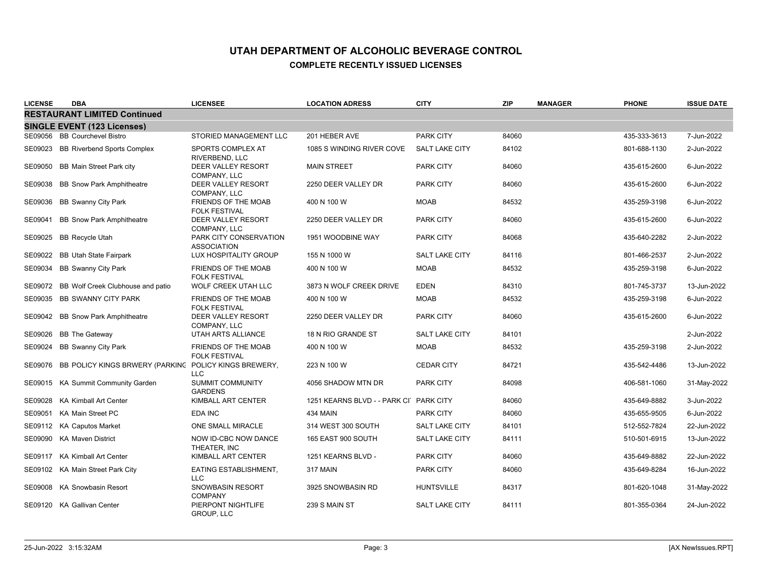# UTAH DEPARTMENT OF ALCOHOLIC BEVERAGE CONTROL

## COMPLETE RECENTLY ISSUED LICENSES

| LICENSE | DBA | LICENSEE | LOCATION ADRESS | CITY | ZIP | MANAGER | PHONE | ISSUE DATE |
|---|---|---|---|---|---|---|---|---|
| **RESTAURANT LIMITED Continued** | | | | | | | | |
| **SINGLE EVENT (123 Licenses)** | | | | | | | | |
| SE09056 | BB Courchevel Bistro | STORIED MANAGEMENT LLC | 201 HEBER AVE | PARK CITY | 84060 | | 435-333-3613 | 7-Jun-2022 |
| SE09023 | BB Riverbend Sports Complex | SPORTS COMPLEX AT RIVERBEND, LLC | 1085 S WINDING RIVER COVE | SALT LAKE CITY | 84102 | | 801-688-1130 | 2-Jun-2022 |
| SE09050 | BB Main Street Park city | DEER VALLEY RESORT COMPANY, LLC | MAIN STREET | PARK CITY | 84060 | | 435-615-2600 | 6-Jun-2022 |
| SE09038 | BB Snow Park Amphitheatre | DEER VALLEY RESORT COMPANY, LLC | 2250 DEER VALLEY DR | PARK CITY | 84060 | | 435-615-2600 | 6-Jun-2022 |
| SE09036 | BB Swanny City Park | FRIENDS OF THE MOAB FOLK FESTIVAL | 400 N 100 W | MOAB | 84532 | | 435-259-3198 | 6-Jun-2022 |
| SE09041 | BB Snow Park Amphitheatre | DEER VALLEY RESORT COMPANY, LLC | 2250 DEER VALLEY DR | PARK CITY | 84060 | | 435-615-2600 | 6-Jun-2022 |
| SE09025 | BB Recycle Utah | PARK CITY CONSERVATION ASSOCIATION | 1951 WOODBINE WAY | PARK CITY | 84068 | | 435-640-2282 | 2-Jun-2022 |
| SE09022 | BB Utah State Fairpark | LUX HOSPITALITY GROUP | 155 N 1000 W | SALT LAKE CITY | 84116 | | 801-466-2537 | 2-Jun-2022 |
| SE09034 | BB Swanny City Park | FRIENDS OF THE MOAB FOLK FESTIVAL | 400 N 100 W | MOAB | 84532 | | 435-259-3198 | 6-Jun-2022 |
| SE09072 | BB Wolf Creek Clubhouse and patio | WOLF CREEK UTAH LLC | 3873 N WOLF CREEK DRIVE | EDEN | 84310 | | 801-745-3737 | 13-Jun-2022 |
| SE09035 | BB SWANNY CITY PARK | FRIENDS OF THE MOAB FOLK FESTIVAL | 400 N 100 W | MOAB | 84532 | | 435-259-3198 | 6-Jun-2022 |
| SE09042 | BB Snow Park Amphitheatre | DEER VALLEY RESORT COMPANY, LLC | 2250 DEER VALLEY DR | PARK CITY | 84060 | | 435-615-2600 | 6-Jun-2022 |
| SE09026 | BB The Gateway | UTAH ARTS ALLIANCE | 18 N RIO GRANDE ST | SALT LAKE CITY | 84101 | | | 2-Jun-2022 |
| SE09024 | BB Swanny City Park | FRIENDS OF THE MOAB FOLK FESTIVAL | 400 N 100 W | MOAB | 84532 | | 435-259-3198 | 2-Jun-2022 |
| SE09076 | BB POLICY KINGS BRWERY (PARKING | POLICY KINGS BREWERY, LLC | 223 N 100 W | CEDAR CITY | 84721 | | 435-542-4486 | 13-Jun-2022 |
| SE09015 | KA Summit Community Garden | SUMMIT COMMUNITY GARDENS | 4056 SHADOW MTN DR | PARK CITY | 84098 | | 406-581-1060 | 31-May-2022 |
| SE09028 | KA Kimball Art Center | KIMBALL ART CENTER | 1251 KEARNS BLVD - - PARK CI | PARK CITY | 84060 | | 435-649-8882 | 3-Jun-2022 |
| SE09051 | KA Main Street PC | EDA INC | 434 MAIN | PARK CITY | 84060 | | 435-655-9505 | 6-Jun-2022 |
| SE09112 | KA Caputos Market | ONE SMALL MIRACLE | 314 WEST 300 SOUTH | SALT LAKE CITY | 84101 | | 512-552-7824 | 22-Jun-2022 |
| SE09090 | KA Maven District | NOW ID-CBC NOW DANCE THEATER, INC | 165 EAST 900 SOUTH | SALT LAKE CITY | 84111 | | 510-501-6915 | 13-Jun-2022 |
| SE09117 | KA Kimball Art Center | KIMBALL ART CENTER | 1251 KEARNS BLVD - | PARK CITY | 84060 | | 435-649-8882 | 22-Jun-2022 |
| SE09102 | KA Main Street Park City | EATING ESTABLISHMENT, LLC | 317 MAIN | PARK CITY | 84060 | | 435-649-8284 | 16-Jun-2022 |
| SE09008 | KA Snowbasin Resort | SNOWBASIN RESORT COMPANY | 3925 SNOWBASIN RD | HUNTSVILLE | 84317 | | 801-620-1048 | 31-May-2022 |
| SE09120 | KA Gallivan Center | PIERPONT NIGHTLIFE GROUP, LLC | 239 S MAIN ST | SALT LAKE CITY | 84111 | | 801-355-0364 | 24-Jun-2022 |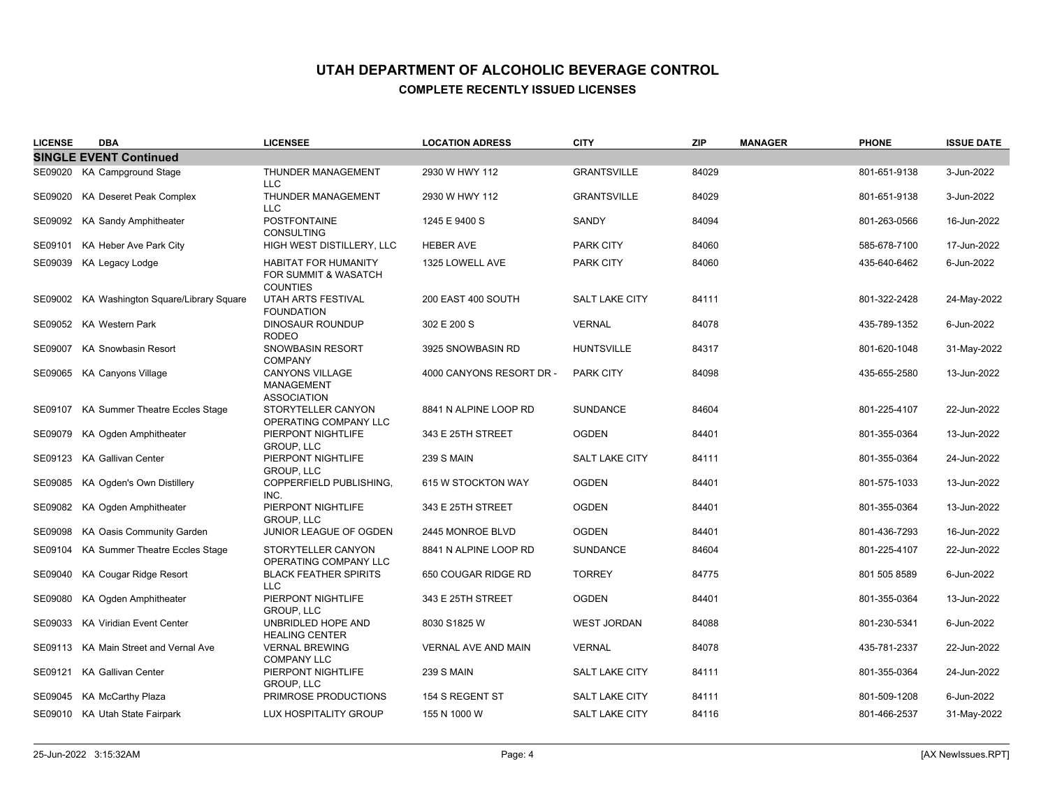# UTAH DEPARTMENT OF ALCOHOLIC BEVERAGE CONTROL

## COMPLETE RECENTLY ISSUED LICENSES

| LICENSE | DBA | LICENSEE | LOCATION ADRESS | CITY | ZIP | MANAGER | PHONE | ISSUE DATE |
|---|---|---|---|---|---|---|---|---|
| **SINGLE EVENT Continued** | | | | | | | | |
| SE09020 | KA Campground Stage | THUNDER MANAGEMENT LLC | 2930 W HWY 112 | GRANTSVILLE | 84029 | | 801-651-9138 | 3-Jun-2022 |
| SE09020 | KA Deseret Peak Complex | THUNDER MANAGEMENT LLC | 2930 W HWY 112 | GRANTSVILLE | 84029 | | 801-651-9138 | 3-Jun-2022 |
| SE09092 | KA Sandy Amphitheater | POSTFONTAINE CONSULTING | 1245 E 9400 S | SANDY | 84094 | | 801-263-0566 | 16-Jun-2022 |
| SE09101 | KA Heber Ave Park City | HIGH WEST DISTILLERY, LLC | HEBER AVE | PARK CITY | 84060 | | 585-678-7100 | 17-Jun-2022 |
| SE09039 | KA Legacy Lodge | HABITAT FOR HUMANITY FOR SUMMIT & WASATCH COUNTIES | 1325 LOWELL AVE | PARK CITY | 84060 | | 435-640-6462 | 6-Jun-2022 |
| SE09002 | KA Washington Square/Library Square | UTAH ARTS FESTIVAL FOUNDATION | 200 EAST 400 SOUTH | SALT LAKE CITY | 84111 | | 801-322-2428 | 24-May-2022 |
| SE09052 | KA Western Park | DINOSAUR ROUNDUP RODEO | 302 E 200 S | VERNAL | 84078 | | 435-789-1352 | 6-Jun-2022 |
| SE09007 | KA Snowbasin Resort | SNOWBASIN RESORT COMPANY | 3925 SNOWBASIN RD | HUNTSVILLE | 84317 | | 801-620-1048 | 31-May-2022 |
| SE09065 | KA Canyons Village | CANYONS VILLAGE MANAGEMENT ASSOCIATION | 4000 CANYONS RESORT DR - | PARK CITY | 84098 | | 435-655-2580 | 13-Jun-2022 |
| SE09107 | KA Summer Theatre Eccles Stage | STORYTELLER CANYON OPERATING COMPANY LLC | 8841 N ALPINE LOOP RD | SUNDANCE | 84604 | | 801-225-4107 | 22-Jun-2022 |
| SE09079 | KA Ogden Amphitheater | PIERPONT NIGHTLIFE GROUP, LLC | 343 E 25TH STREET | OGDEN | 84401 | | 801-355-0364 | 13-Jun-2022 |
| SE09123 | KA Gallivan Center | PIERPONT NIGHTLIFE GROUP, LLC | 239 S MAIN | SALT LAKE CITY | 84111 | | 801-355-0364 | 24-Jun-2022 |
| SE09085 | KA Ogden's Own Distillery | COPPERFIELD PUBLISHING, INC. | 615 W STOCKTON WAY | OGDEN | 84401 | | 801-575-1033 | 13-Jun-2022 |
| SE09082 | KA Ogden Amphitheater | PIERPONT NIGHTLIFE GROUP, LLC | 343 E 25TH STREET | OGDEN | 84401 | | 801-355-0364 | 13-Jun-2022 |
| SE09098 | KA Oasis Community Garden | JUNIOR LEAGUE OF OGDEN | 2445 MONROE BLVD | OGDEN | 84401 | | 801-436-7293 | 16-Jun-2022 |
| SE09104 | KA Summer Theatre Eccles Stage | STORYTELLER CANYON OPERATING COMPANY LLC | 8841 N ALPINE LOOP RD | SUNDANCE | 84604 | | 801-225-4107 | 22-Jun-2022 |
| SE09040 | KA Cougar Ridge Resort | BLACK FEATHER SPIRITS LLC | 650 COUGAR RIDGE RD | TORREY | 84775 | | 801 505 8589 | 6-Jun-2022 |
| SE09080 | KA Ogden Amphitheater | PIERPONT NIGHTLIFE GROUP, LLC | 343 E 25TH STREET | OGDEN | 84401 | | 801-355-0364 | 13-Jun-2022 |
| SE09033 | KA Viridian Event Center | UNBRIDLED HOPE AND HEALING CENTER | 8030 S1825 W | WEST JORDAN | 84088 | | 801-230-5341 | 6-Jun-2022 |
| SE09113 | KA Main Street and Vernal Ave | VERNAL BREWING COMPANY LLC | VERNAL AVE AND MAIN | VERNAL | 84078 | | 435-781-2337 | 22-Jun-2022 |
| SE09121 | KA Gallivan Center | PIERPONT NIGHTLIFE GROUP, LLC | 239 S MAIN | SALT LAKE CITY | 84111 | | 801-355-0364 | 24-Jun-2022 |
| SE09045 | KA McCarthy Plaza | PRIMROSE PRODUCTIONS | 154 S REGENT ST | SALT LAKE CITY | 84111 | | 801-509-1208 | 6-Jun-2022 |
| SE09010 | KA Utah State Fairpark | LUX HOSPITALITY GROUP | 155 N 1000 W | SALT LAKE CITY | 84116 | | 801-466-2537 | 31-May-2022 |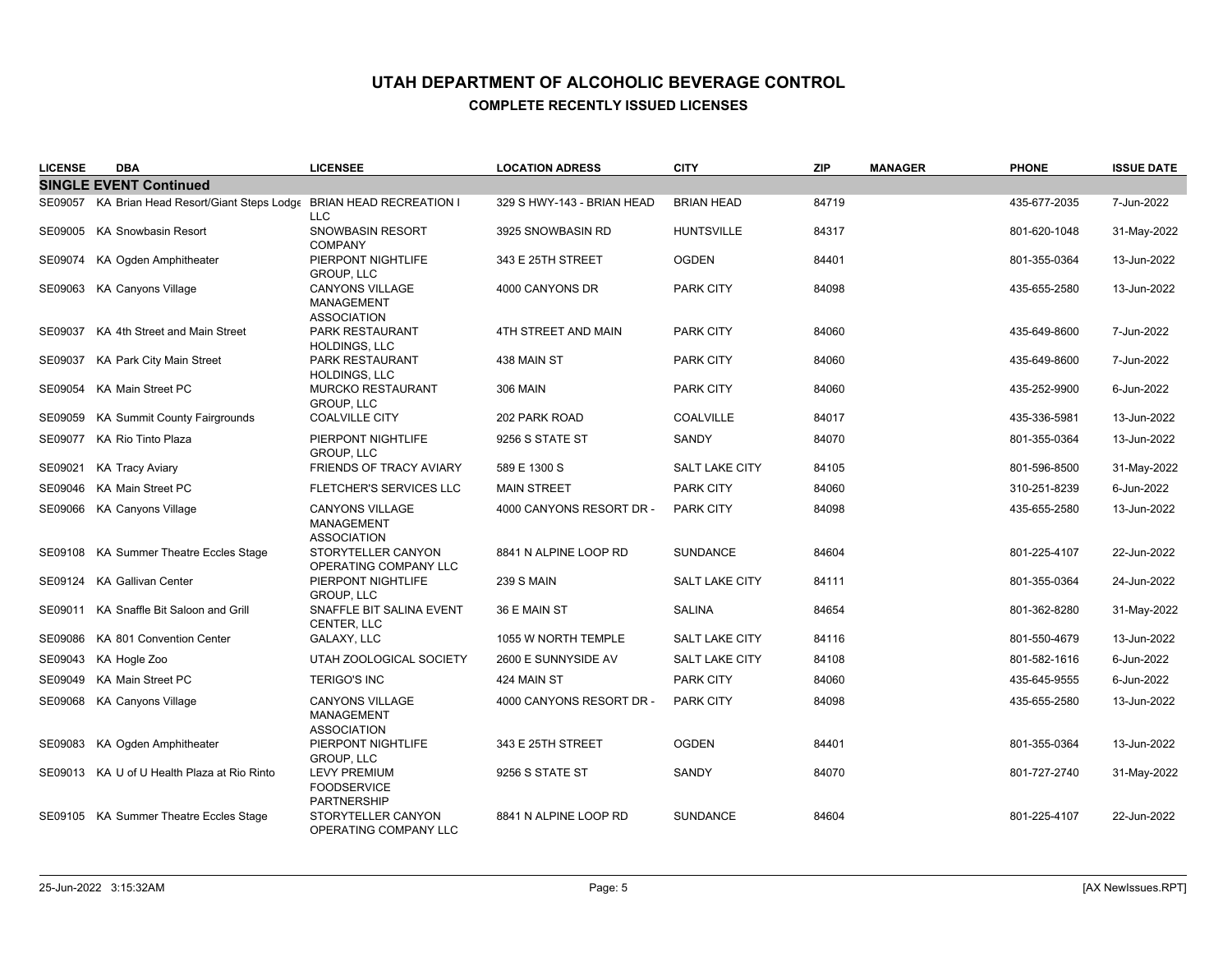# UTAH DEPARTMENT OF ALCOHOLIC BEVERAGE CONTROL

## COMPLETE RECENTLY ISSUED LICENSES

| LICENSE | DBA | LICENSEE | LOCATION ADRESS | CITY | ZIP | MANAGER | PHONE | ISSUE DATE |
|---|---|---|---|---|---|---|---|---|
| **SINGLE EVENT Continued** | | | | | | | | |
| SE09057 | KA Brian Head Resort/Giant Steps Lodge | BRIAN HEAD RECREATION I LLC | 329 S HWY-143 - BRIAN HEAD | BRIAN HEAD | 84719 | | 435-677-2035 | 7-Jun-2022 |
| SE09005 | KA Snowbasin Resort | SNOWBASIN RESORT COMPANY | 3925 SNOWBASIN RD | HUNTSVILLE | 84317 | | 801-620-1048 | 31-May-2022 |
| SE09074 | KA Ogden Amphitheater | PIERPONT NIGHTLIFE GROUP, LLC | 343 E 25TH STREET | OGDEN | 84401 | | 801-355-0364 | 13-Jun-2022 |
| SE09063 | KA Canyons Village | CANYONS VILLAGE MANAGEMENT ASSOCIATION | 4000 CANYONS DR | PARK CITY | 84098 | | 435-655-2580 | 13-Jun-2022 |
| SE09037 | KA 4th Street and Main Street | PARK RESTAURANT HOLDINGS, LLC | 4TH STREET AND MAIN | PARK CITY | 84060 | | 435-649-8600 | 7-Jun-2022 |
| SE09037 | KA Park City Main Street | PARK RESTAURANT HOLDINGS, LLC | 438 MAIN ST | PARK CITY | 84060 | | 435-649-8600 | 7-Jun-2022 |
| SE09054 | KA Main Street PC | MURCKO RESTAURANT GROUP, LLC | 306 MAIN | PARK CITY | 84060 | | 435-252-9900 | 6-Jun-2022 |
| SE09059 | KA Summit County Fairgrounds | COALVILLE CITY | 202 PARK ROAD | COALVILLE | 84017 | | 435-336-5981 | 13-Jun-2022 |
| SE09077 | KA Rio Tinto Plaza | PIERPONT NIGHTLIFE GROUP, LLC | 9256 S STATE ST | SANDY | 84070 | | 801-355-0364 | 13-Jun-2022 |
| SE09021 | KA Tracy Aviary | FRIENDS OF TRACY AVIARY | 589 E 1300 S | SALT LAKE CITY | 84105 | | 801-596-8500 | 31-May-2022 |
| SE09046 | KA Main Street PC | FLETCHER'S SERVICES LLC | MAIN STREET | PARK CITY | 84060 | | 310-251-8239 | 6-Jun-2022 |
| SE09066 | KA Canyons Village | CANYONS VILLAGE MANAGEMENT ASSOCIATION | 4000 CANYONS RESORT DR - | PARK CITY | 84098 | | 435-655-2580 | 13-Jun-2022 |
| SE09108 | KA Summer Theatre Eccles Stage | STORYTELLER CANYON OPERATING COMPANY LLC | 8841 N ALPINE LOOP RD | SUNDANCE | 84604 | | 801-225-4107 | 22-Jun-2022 |
| SE09124 | KA Gallivan Center | PIERPONT NIGHTLIFE GROUP, LLC | 239 S MAIN | SALT LAKE CITY | 84111 | | 801-355-0364 | 24-Jun-2022 |
| SE09011 | KA Snaffle Bit Saloon and Grill | SNAFFLE BIT SALINA EVENT CENTER, LLC | 36 E MAIN ST | SALINA | 84654 | | 801-362-8280 | 31-May-2022 |
| SE09086 | KA 801 Convention Center | GALAXY, LLC | 1055 W NORTH TEMPLE | SALT LAKE CITY | 84116 | | 801-550-4679 | 13-Jun-2022 |
| SE09043 | KA Hogle Zoo | UTAH ZOOLOGICAL SOCIETY | 2600 E SUNNYSIDE AV | SALT LAKE CITY | 84108 | | 801-582-1616 | 6-Jun-2022 |
| SE09049 | KA Main Street PC | TERIGO'S INC | 424 MAIN ST | PARK CITY | 84060 | | 435-645-9555 | 6-Jun-2022 |
| SE09068 | KA Canyons Village | CANYONS VILLAGE MANAGEMENT ASSOCIATION | 4000 CANYONS RESORT DR - | PARK CITY | 84098 | | 435-655-2580 | 13-Jun-2022 |
| SE09083 | KA Ogden Amphitheater | PIERPONT NIGHTLIFE GROUP, LLC | 343 E 25TH STREET | OGDEN | 84401 | | 801-355-0364 | 13-Jun-2022 |
| SE09013 | KA U of U Health Plaza at Rio Rinto | LEVY PREMIUM FOODSERVICE PARTNERSHIP | 9256 S STATE ST | SANDY | 84070 | | 801-727-2740 | 31-May-2022 |
| SE09105 | KA Summer Theatre Eccles Stage | STORYTELLER CANYON OPERATING COMPANY LLC | 8841 N ALPINE LOOP RD | SUNDANCE | 84604 | | 801-225-4107 | 22-Jun-2022 |

25-Jun-2022 3:15:32AM [AX NewIssues.RPT]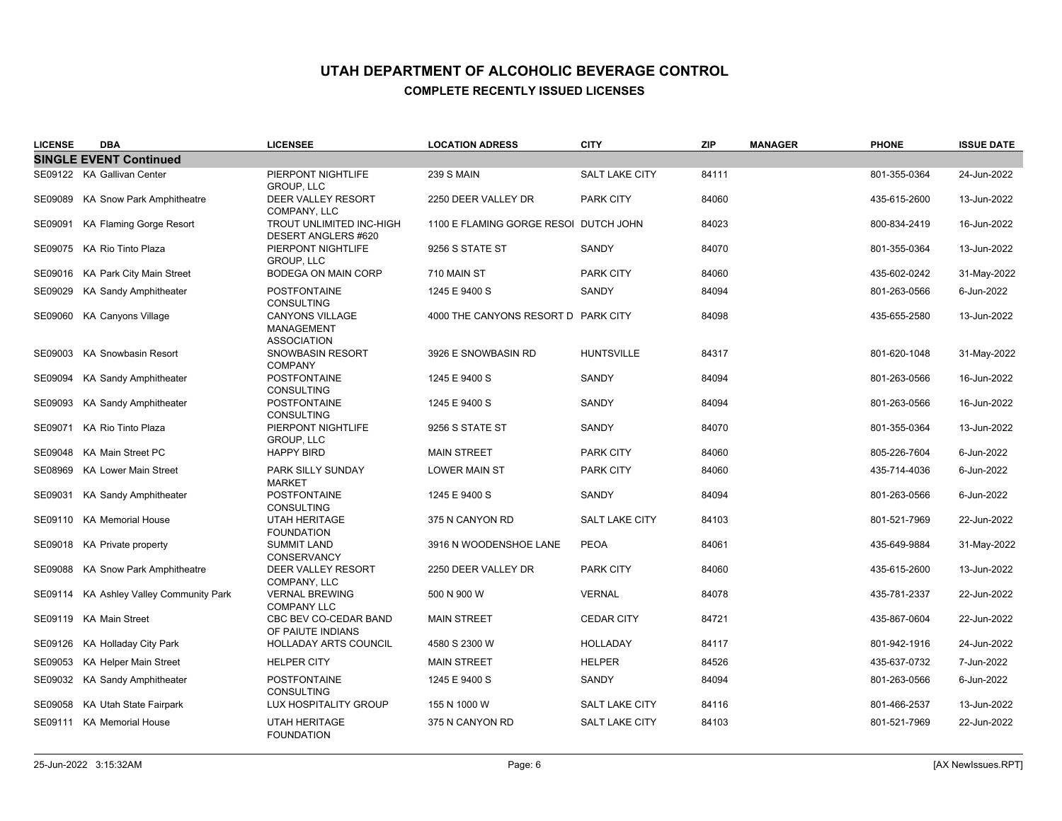# UTAH DEPARTMENT OF ALCOHOLIC BEVERAGE CONTROL

## COMPLETE RECENTLY ISSUED LICENSES

| LICENSE | DBA | LICENSEE | LOCATION ADRESS | CITY | ZIP | MANAGER | PHONE | ISSUE DATE |
|---|---|---|---|---|---|---|---|---|
| **SINGLE EVENT Continued** | | | | | | | | |
| SE09122 | KA Gallivan Center | PIERPONT NIGHTLIFE GROUP, LLC | 239 S MAIN | SALT LAKE CITY | 84111 | | 801-355-0364 | 24-Jun-2022 |
| SE09089 | KA Snow Park Amphitheatre | DEER VALLEY RESORT COMPANY, LLC | 2250 DEER VALLEY DR | PARK CITY | 84060 | | 435-615-2600 | 13-Jun-2022 |
| SE09091 | KA Flaming Gorge Resort | TROUT UNLIMITED INC-HIGH DESERT ANGLERS #620 | 1100 E FLAMING GORGE RESOI | DUTCH JOHN | 84023 | | 800-834-2419 | 16-Jun-2022 |
| SE09075 | KA Rio Tinto Plaza | PIERPONT NIGHTLIFE GROUP, LLC | 9256 S STATE ST | SANDY | 84070 | | 801-355-0364 | 13-Jun-2022 |
| SE09016 | KA Park City Main Street | BODEGA ON MAIN CORP | 710 MAIN ST | PARK CITY | 84060 | | 435-602-0242 | 31-May-2022 |
| SE09029 | KA Sandy Amphitheater | POSTFONTAINE CONSULTING | 1245 E 9400 S | SANDY | 84094 | | 801-263-0566 | 6-Jun-2022 |
| SE09060 | KA Canyons Village | CANYONS VILLAGE MANAGEMENT ASSOCIATION | 4000 THE CANYONS RESORT D | PARK CITY | 84098 | | 435-655-2580 | 13-Jun-2022 |
| SE09003 | KA Snowbasin Resort | SNOWBASIN RESORT COMPANY | 3926 E SNOWBASIN RD | HUNTSVILLE | 84317 | | 801-620-1048 | 31-May-2022 |
| SE09094 | KA Sandy Amphitheater | POSTFONTAINE CONSULTING | 1245 E 9400 S | SANDY | 84094 | | 801-263-0566 | 16-Jun-2022 |
| SE09093 | KA Sandy Amphitheater | POSTFONTAINE CONSULTING | 1245 E 9400 S | SANDY | 84094 | | 801-263-0566 | 16-Jun-2022 |
| SE09071 | KA Rio Tinto Plaza | PIERPONT NIGHTLIFE GROUP, LLC | 9256 S STATE ST | SANDY | 84070 | | 801-355-0364 | 13-Jun-2022 |
| SE09048 | KA Main Street PC | HAPPY BIRD | MAIN STREET | PARK CITY | 84060 | | 805-226-7604 | 6-Jun-2022 |
| SE08969 | KA Lower Main Street | PARK SILLY SUNDAY MARKET | LOWER MAIN ST | PARK CITY | 84060 | | 435-714-4036 | 6-Jun-2022 |
| SE09031 | KA Sandy Amphitheater | POSTFONTAINE CONSULTING | 1245 E 9400 S | SANDY | 84094 | | 801-263-0566 | 6-Jun-2022 |
| SE09110 | KA Memorial House | UTAH HERITAGE FOUNDATION | 375 N CANYON RD | SALT LAKE CITY | 84103 | | 801-521-7969 | 22-Jun-2022 |
| SE09018 | KA Private property | SUMMIT LAND CONSERVANCY | 3916 N WOODENSHOE LANE | PEOA | 84061 | | 435-649-9884 | 31-May-2022 |
| SE09088 | KA Snow Park Amphitheatre | DEER VALLEY RESORT COMPANY, LLC | 2250 DEER VALLEY DR | PARK CITY | 84060 | | 435-615-2600 | 13-Jun-2022 |
| SE09114 | KA Ashley Valley Community Park | VERNAL BREWING COMPANY LLC | 500 N 900 W | VERNAL | 84078 | | 435-781-2337 | 22-Jun-2022 |
| SE09119 | KA Main Street | CBC BEV CO-CEDAR BAND OF PAIUTE INDIANS | MAIN STREET | CEDAR CITY | 84721 | | 435-867-0604 | 22-Jun-2022 |
| SE09126 | KA Holladay City Park | HOLLADAY ARTS COUNCIL | 4580 S 2300 W | HOLLADAY | 84117 | | 801-942-1916 | 24-Jun-2022 |
| SE09053 | KA Helper Main Street | HELPER CITY | MAIN STREET | HELPER | 84526 | | 435-637-0732 | 7-Jun-2022 |
| SE09032 | KA Sandy Amphitheater | POSTFONTAINE CONSULTING | 1245 E 9400 S | SANDY | 84094 | | 801-263-0566 | 6-Jun-2022 |
| SE09058 | KA Utah State Fairpark | LUX HOSPITALITY GROUP | 155 N 1000 W | SALT LAKE CITY | 84116 | | 801-466-2537 | 13-Jun-2022 |
| SE09111 | KA Memorial House | UTAH HERITAGE FOUNDATION | 375 N CANYON RD | SALT LAKE CITY | 84103 | | 801-521-7969 | 22-Jun-2022 |

25-Jun-2022 3:15:32AM [AX NewIssues.RPT]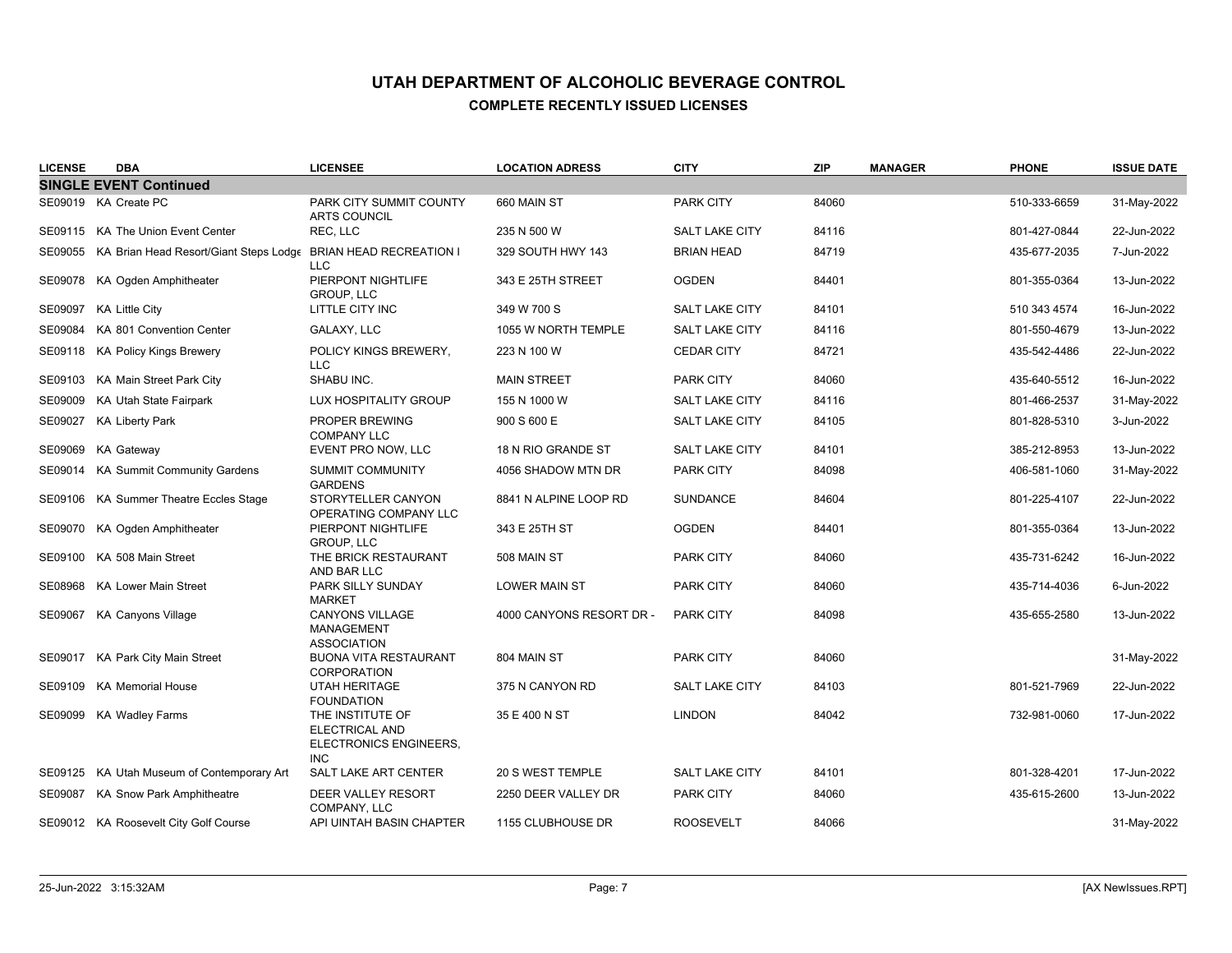# UTAH DEPARTMENT OF ALCOHOLIC BEVERAGE CONTROL

## COMPLETE RECENTLY ISSUED LICENSES

| LICENSE | DBA | LICENSEE | LOCATION ADRESS | CITY | ZIP | MANAGER | PHONE | ISSUE DATE |
|---|---|---|---|---|---|---|---|---|
| **SINGLE EVENT Continued** | | | | | | | | |
| SE09019 | KA Create PC | PARK CITY SUMMIT COUNTY ARTS COUNCIL | 660 MAIN ST | PARK CITY | 84060 | | 510-333-6659 | 31-May-2022 |
| SE09115 | KA The Union Event Center | REC, LLC | 235 N 500 W | SALT LAKE CITY | 84116 | | 801-427-0844 | 22-Jun-2022 |
| SE09055 | KA Brian Head Resort/Giant Steps Lodge | BRIAN HEAD RECREATION I LLC | 329 SOUTH HWY 143 | BRIAN HEAD | 84719 | | 435-677-2035 | 7-Jun-2022 |
| SE09078 | KA Ogden Amphitheater | PIERPONT NIGHTLIFE GROUP, LLC | 343 E 25TH STREET | OGDEN | 84401 | | 801-355-0364 | 13-Jun-2022 |
| SE09097 | KA Little City | LITTLE CITY INC | 349 W 700 S | SALT LAKE CITY | 84101 | | 510 343 4574 | 16-Jun-2022 |
| SE09084 | KA 801 Convention Center | GALAXY, LLC | 1055 W NORTH TEMPLE | SALT LAKE CITY | 84116 | | 801-550-4679 | 13-Jun-2022 |
| SE09118 | KA Policy Kings Brewery | POLICY KINGS BREWERY, LLC | 223 N 100 W | CEDAR CITY | 84721 | | 435-542-4486 | 22-Jun-2022 |
| SE09103 | KA Main Street Park City | SHABU INC. | MAIN STREET | PARK CITY | 84060 | | 435-640-5512 | 16-Jun-2022 |
| SE09009 | KA Utah State Fairpark | LUX HOSPITALITY GROUP | 155 N 1000 W | SALT LAKE CITY | 84116 | | 801-466-2537 | 31-May-2022 |
| SE09027 | KA Liberty Park | PROPER BREWING COMPANY LLC | 900 S 600 E | SALT LAKE CITY | 84105 | | 801-828-5310 | 3-Jun-2022 |
| SE09069 | KA Gateway | EVENT PRO NOW, LLC | 18 N RIO GRANDE ST | SALT LAKE CITY | 84101 | | 385-212-8953 | 13-Jun-2022 |
| SE09014 | KA Summit Community Gardens | SUMMIT COMMUNITY GARDENS | 4056 SHADOW MTN DR | PARK CITY | 84098 | | 406-581-1060 | 31-May-2022 |
| SE09106 | KA Summer Theatre Eccles Stage | STORYTELLER CANYON OPERATING COMPANY LLC | 8841 N ALPINE LOOP RD | SUNDANCE | 84604 | | 801-225-4107 | 22-Jun-2022 |
| SE09070 | KA Ogden Amphitheater | PIERPONT NIGHTLIFE GROUP, LLC | 343 E 25TH ST | OGDEN | 84401 | | 801-355-0364 | 13-Jun-2022 |
| SE09100 | KA 508 Main Street | THE BRICK RESTAURANT AND BAR LLC | 508 MAIN ST | PARK CITY | 84060 | | 435-731-6242 | 16-Jun-2022 |
| SE08968 | KA Lower Main Street | PARK SILLY SUNDAY MARKET | LOWER MAIN ST | PARK CITY | 84060 | | 435-714-4036 | 6-Jun-2022 |
| SE09067 | KA Canyons Village | CANYONS VILLAGE MANAGEMENT ASSOCIATION | 4000 CANYONS RESORT DR - | PARK CITY | 84098 | | 435-655-2580 | 13-Jun-2022 |
| SE09017 | KA Park City Main Street | BUONA VITA RESTAURANT CORPORATION | 804 MAIN ST | PARK CITY | 84060 | | | 31-May-2022 |
| SE09109 | KA Memorial House | UTAH HERITAGE FOUNDATION | 375 N CANYON RD | SALT LAKE CITY | 84103 | | 801-521-7969 | 22-Jun-2022 |
| SE09099 | KA Wadley Farms | THE INSTITUTE OF ELECTRICAL AND ELECTRONICS ENGINEERS, INC | 35 E 400 N ST | LINDON | 84042 | | 732-981-0060 | 17-Jun-2022 |
| SE09125 | KA Utah Museum of Contemporary Art | SALT LAKE ART CENTER | 20 S WEST TEMPLE | SALT LAKE CITY | 84101 | | 801-328-4201 | 17-Jun-2022 |
| SE09087 | KA Snow Park Amphitheatre | DEER VALLEY RESORT COMPANY, LLC | 2250 DEER VALLEY DR | PARK CITY | 84060 | | 435-615-2600 | 13-Jun-2022 |
| SE09012 | KA Roosevelt City Golf Course | API UINTAH BASIN CHAPTER | 1155 CLUBHOUSE DR | ROOSEVELT | 84066 | | | 31-May-2022 |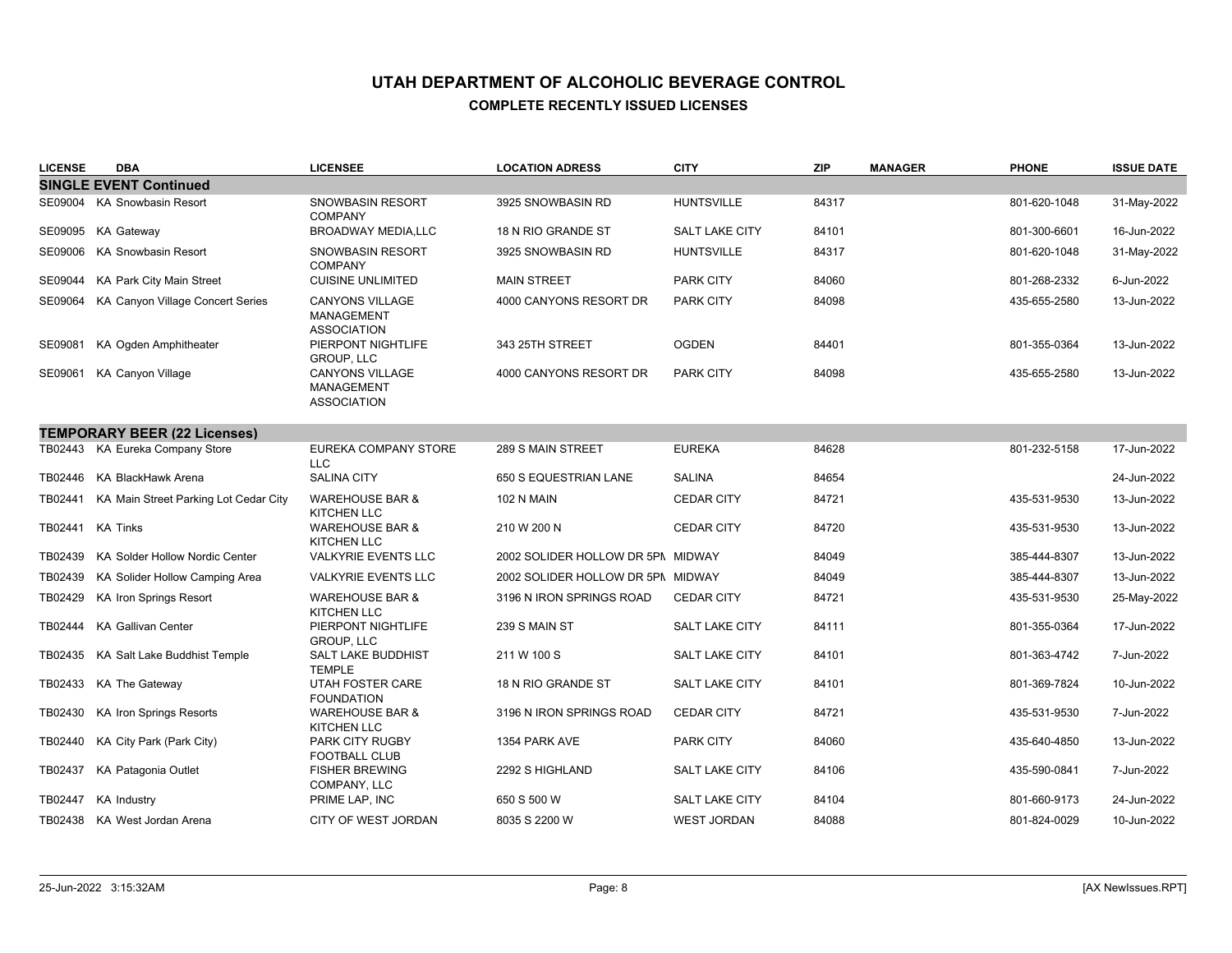# UTAH DEPARTMENT OF ALCOHOLIC BEVERAGE CONTROL

## COMPLETE RECENTLY ISSUED LICENSES

| LICENSE | DBA | LICENSEE | LOCATION ADRESS | CITY | ZIP | MANAGER | PHONE | ISSUE DATE |
|---|---|---|---|---|---|---|---|---|
| **SINGLE EVENT Continued** | | | | | | | | |
| SE09004 | KA Snowbasin Resort | SNOWBASIN RESORT COMPANY | 3925 SNOWBASIN RD | HUNTSVILLE | 84317 | | 801-620-1048 | 31-May-2022 |
| SE09095 | KA Gateway | BROADWAY MEDIA,LLC | 18 N RIO GRANDE ST | SALT LAKE CITY | 84101 | | 801-300-6601 | 16-Jun-2022 |
| SE09006 | KA Snowbasin Resort | SNOWBASIN RESORT COMPANY | 3925 SNOWBASIN RD | HUNTSVILLE | 84317 | | 801-620-1048 | 31-May-2022 |
| SE09044 | KA Park City Main Street | CUISINE UNLIMITED | MAIN STREET | PARK CITY | 84060 | | 801-268-2332 | 6-Jun-2022 |
| SE09064 | KA Canyon Village Concert Series | CANYONS VILLAGE MANAGEMENT ASSOCIATION | 4000 CANYONS RESORT DR | PARK CITY | 84098 | | 435-655-2580 | 13-Jun-2022 |
| SE09081 | KA Ogden Amphitheater | PIERPONT NIGHTLIFE GROUP, LLC | 343 25TH STREET | OGDEN | 84401 | | 801-355-0364 | 13-Jun-2022 |
| SE09061 | KA Canyon Village | CANYONS VILLAGE MANAGEMENT ASSOCIATION | 4000 CANYONS RESORT DR | PARK CITY | 84098 | | 435-655-2580 | 13-Jun-2022 |
| **TEMPORARY BEER (22 Licenses)** | | | | | | | | |
| TB02443 | KA Eureka Company Store | EUREKA COMPANY STORE LLC | 289 S MAIN STREET | EUREKA | 84628 | | 801-232-5158 | 17-Jun-2022 |
| TB02446 | KA BlackHawk Arena | SALINA CITY | 650 S EQUESTRIAN LANE | SALINA | 84654 | | | 24-Jun-2022 |
| TB02441 | KA Main Street Parking Lot Cedar City | WAREHOUSE BAR & KITCHEN LLC | 102 N MAIN | CEDAR CITY | 84721 | | 435-531-9530 | 13-Jun-2022 |
| TB02441 | KA Tinks | WAREHOUSE BAR & KITCHEN LLC | 210 W 200 N | CEDAR CITY | 84720 | | 435-531-9530 | 13-Jun-2022 |
| TB02439 | KA Solder Hollow Nordic Center | VALKYRIE EVENTS LLC | 2002 SOLIDER HOLLOW DR 5PM | MIDWAY | 84049 | | 385-444-8307 | 13-Jun-2022 |
| TB02439 | KA Solider Hollow Camping Area | VALKYRIE EVENTS LLC | 2002 SOLIDER HOLLOW DR 5PM | MIDWAY | 84049 | | 385-444-8307 | 13-Jun-2022 |
| TB02429 | KA Iron Springs Resort | WAREHOUSE BAR & KITCHEN LLC | 3196 N IRON SPRINGS ROAD | CEDAR CITY | 84721 | | 435-531-9530 | 25-May-2022 |
| TB02444 | KA Gallivan Center | PIERPONT NIGHTLIFE GROUP, LLC | 239 S MAIN ST | SALT LAKE CITY | 84111 | | 801-355-0364 | 17-Jun-2022 |
| TB02435 | KA Salt Lake Buddhist Temple | SALT LAKE BUDDHIST TEMPLE | 211 W 100 S | SALT LAKE CITY | 84101 | | 801-363-4742 | 7-Jun-2022 |
| TB02433 | KA The Gateway | UTAH FOSTER CARE FOUNDATION | 18 N RIO GRANDE ST | SALT LAKE CITY | 84101 | | 801-369-7824 | 10-Jun-2022 |
| TB02430 | KA Iron Springs Resorts | WAREHOUSE BAR & KITCHEN LLC | 3196 N IRON SPRINGS ROAD | CEDAR CITY | 84721 | | 435-531-9530 | 7-Jun-2022 |
| TB02440 | KA City Park (Park City) | PARK CITY RUGBY FOOTBALL CLUB | 1354 PARK AVE | PARK CITY | 84060 | | 435-640-4850 | 13-Jun-2022 |
| TB02437 | KA Patagonia Outlet | FISHER BREWING COMPANY, LLC | 2292 S HIGHLAND | SALT LAKE CITY | 84106 | | 435-590-0841 | 7-Jun-2022 |
| TB02447 | KA Industry | PRIME LAP, INC | 650 S 500 W | SALT LAKE CITY | 84104 | | 801-660-9173 | 24-Jun-2022 |
| TB02438 | KA West Jordan Arena | CITY OF WEST JORDAN | 8035 S 2200 W | WEST JORDAN | 84088 | | 801-824-0029 | 10-Jun-2022 |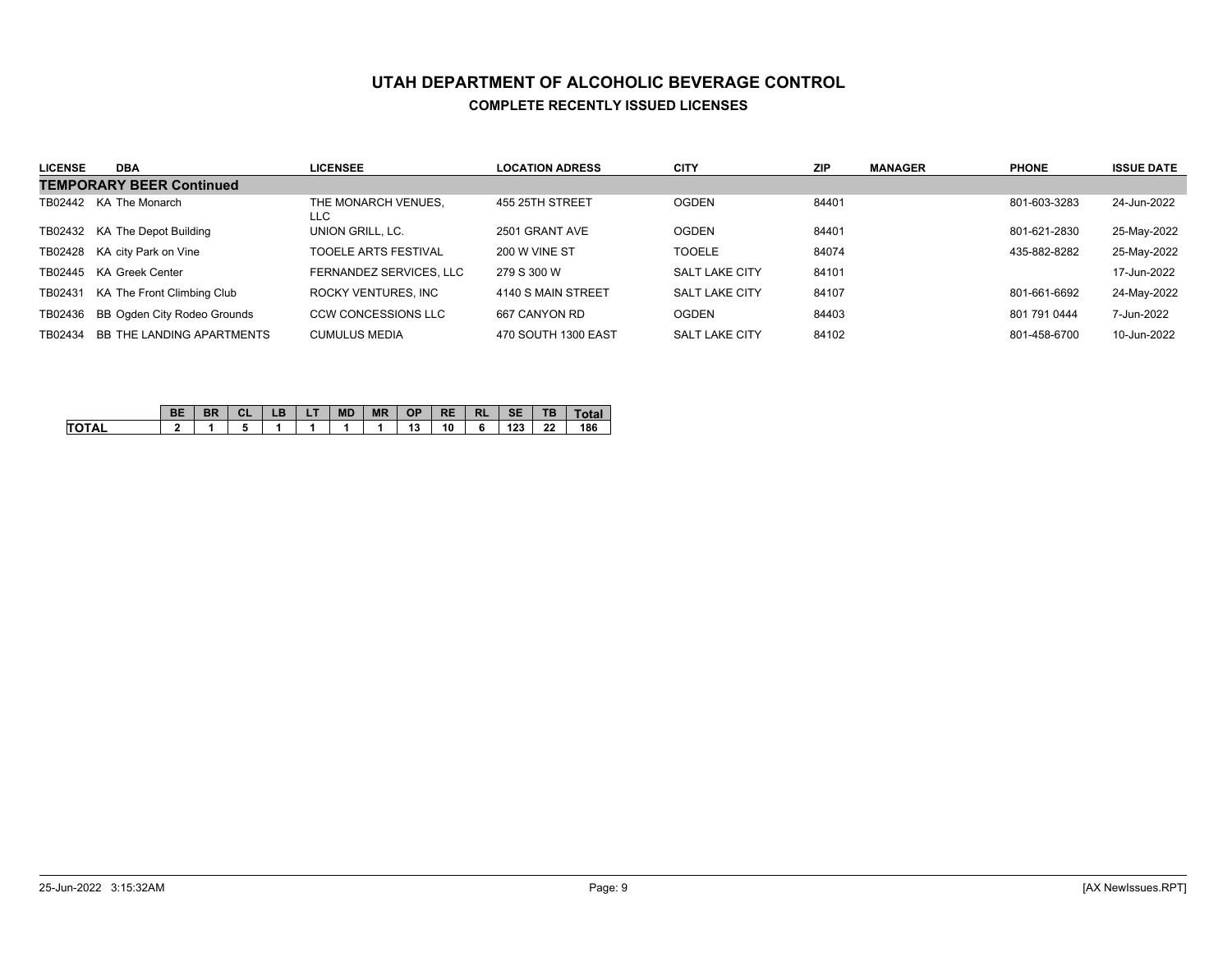# UTAH DEPARTMENT OF ALCOHOLIC BEVERAGE CONTROL

## COMPLETE RECENTLY ISSUED LICENSES

| LICENSE | DBA | LICENSEE | LOCATION ADRESS | CITY | ZIP | MANAGER | PHONE | ISSUE DATE |
|---|---|---|---|---|---|---|---|---|
| **TEMPORARY BEER Continued** | | | | | | | | |
| TB02442 | KA The Monarch | THE MONARCH VENUES, LLC | 455 25TH STREET | OGDEN | 84401 | | 801-603-3283 | 24-Jun-2022 |
| TB02432 | KA The Depot Building | UNION GRILL, LC. | 2501 GRANT AVE | OGDEN | 84401 | | 801-621-2830 | 25-May-2022 |
| TB02428 | KA city Park on Vine | TOOELE ARTS FESTIVAL | 200 W VINE ST | TOOELE | 84074 | | 435-882-8282 | 25-May-2022 |
| TB02445 | KA Greek Center | FERNANDEZ SERVICES, LLC | 279 S 300 W | SALT LAKE CITY | 84101 | | | 17-Jun-2022 |
| TB02431 | KA The Front Climbing Club | ROCKY VENTURES, INC | 4140 S MAIN STREET | SALT LAKE CITY | 84107 | | 801-661-6692 | 24-May-2022 |
| TB02436 | BB Ogden City Rodeo Grounds | CCW CONCESSIONS LLC | 667 CANYON RD | OGDEN | 84403 | | 801 791 0444 | 7-Jun-2022 |
| TB02434 | BB THE LANDING APARTMENTS | CUMULUS MEDIA | 470 SOUTH 1300 EAST | SALT LAKE CITY | 84102 | | 801-458-6700 | 10-Jun-2022 |

| | BE | BR | CL | LB | LT | MD | MR | OP | RE | RL | SE | TB | Total |
|---|---|---|---|---|---|---|---|---|---|---|---|---|---|
| **TOTAL** | 2 | 1 | 5 | 1 | 1 | 1 | 1 | 13 | 10 | 6 | 123 | 22 | 186 |